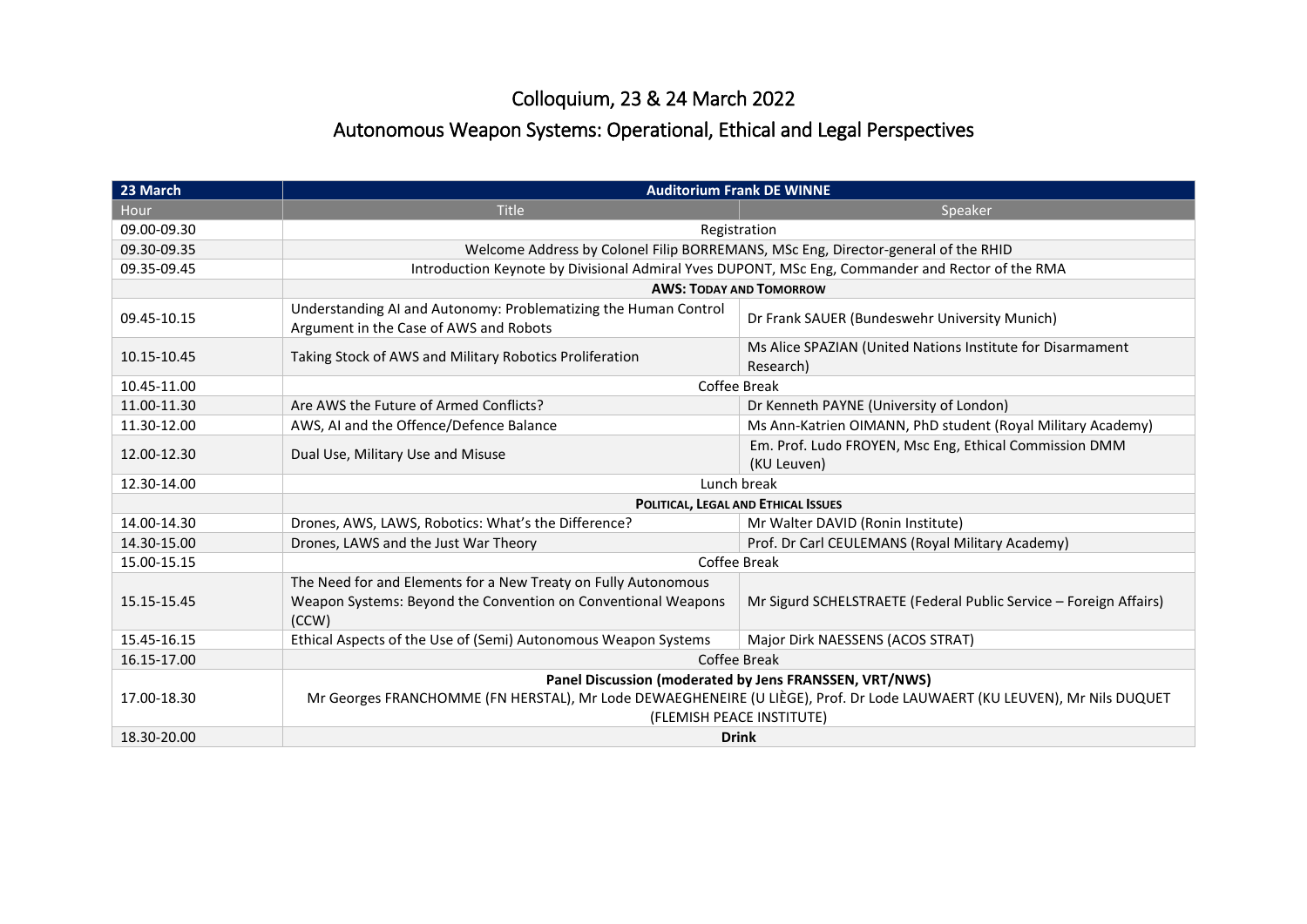# Colloquium, 23 & 24 March 2022

## Autonomous Weapon Systems: Operational, Ethical and Legal Perspectives

| 23 March | Auditorium Frank DE WINNE | |
|---|---|---|
| Hour | Title | Speaker |
| 09.00-09.30 | Registration | |
| 09.30-09.35 | Welcome Address by Colonel Filip BORREMANS, MSc Eng, Director-general of the RHID | |
| 09.35-09.45 | Introduction Keynote by Divisional Admiral Yves DUPONT, MSc Eng, Commander and Rector of the RMA | |
| | **AWS: TODAY AND TOMORROW** | |
| 09.45-10.15 | Understanding AI and Autonomy: Problematizing the Human Control Argument in the Case of AWS and Robots | Dr Frank SAUER (Bundeswehr University Munich) |
| 10.15-10.45 | Taking Stock of AWS and Military Robotics Proliferation | Ms Alice SPAZIAN (United Nations Institute for Disarmament Research) |
| 10.45-11.00 | Coffee Break | |
| 11.00-11.30 | Are AWS the Future of Armed Conflicts? | Dr Kenneth PAYNE (University of London) |
| 11.30-12.00 | AWS, AI and the Offence/Defence Balance | Ms Ann-Katrien OIMANN, PhD student (Royal Military Academy) |
| 12.00-12.30 | Dual Use, Military Use and Misuse | Em. Prof. Ludo FROYEN, Msc Eng, Ethical Commission DMM (KU Leuven) |
| 12.30-14.00 | Lunch break | |
| | **POLITICAL, LEGAL AND ETHICAL ISSUES** | |
| 14.00-14.30 | Drones, AWS, LAWS, Robotics: What's the Difference? | Mr Walter DAVID (Ronin Institute) |
| 14.30-15.00 | Drones, LAWS and the Just War Theory | Prof. Dr Carl CEULEMANS (Royal Military Academy) |
| 15.00-15.15 | Coffee Break | |
| 15.15-15.45 | The Need for and Elements for a New Treaty on Fully Autonomous Weapon Systems: Beyond the Convention on Conventional Weapons (CCW) | Mr Sigurd SCHELSTRAETE (Federal Public Service – Foreign Affairs) |
| 15.45-16.15 | Ethical Aspects of the Use of (Semi) Autonomous Weapon Systems | Major Dirk NAESSENS (ACOS STRAT) |
| 16.15-17.00 | Coffee Break | |
| 17.00-18.30 | **Panel Discussion (moderated by Jens FRANSSEN, VRT/NWS)** Mr Georges FRANCHOMME (FN HERSTAL), Mr Lode DEWAEGHENEIRE (U LIÈGE), Prof. Dr Lode LAUWAERT (KU LEUVEN), Mr Nils DUQUET (FLEMISH PEACE INSTITUTE) | |
| 18.30-20.00 | **Drink** | |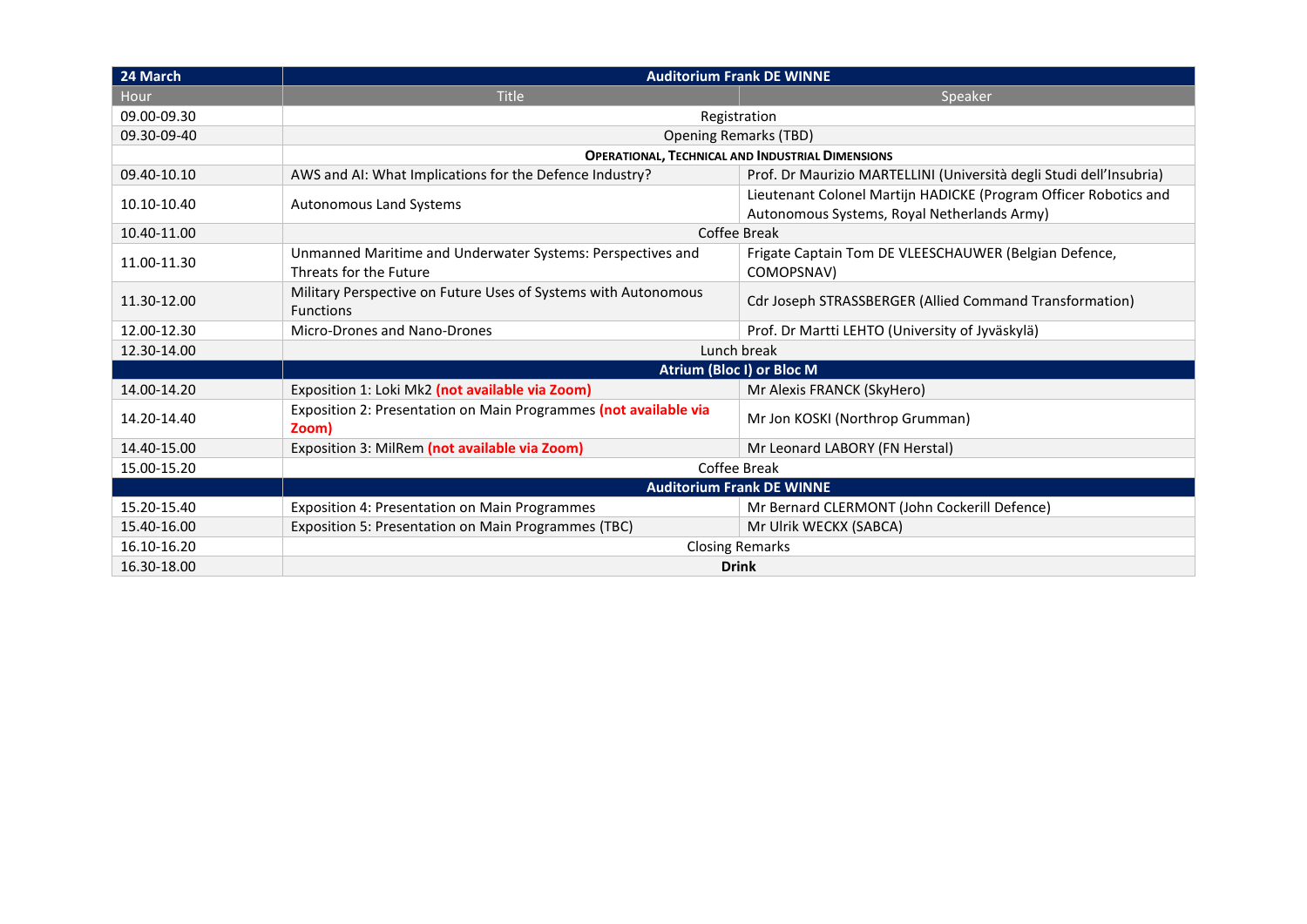| 24 March | Auditorium Frank DE WINNE | |
|---|---|---|
| Hour | Title | Speaker |
| 09.00-09.30 | Registration | |
| 09.30-09-40 | Opening Remarks (TBD) | |
| | **OPERATIONAL, TECHNICAL AND INDUSTRIAL DIMENSIONS** | |
| 09.40-10.10 | AWS and AI: What Implications for the Defence Industry? | Prof. Dr Maurizio MARTELLINI (Università degli Studi dell'Insubria) |
| 10.10-10.40 | Autonomous Land Systems | Lieutenant Colonel Martijn HADICKE (Program Officer Robotics and Autonomous Systems, Royal Netherlands Army) |
| 10.40-11.00 | Coffee Break | |
| 11.00-11.30 | Unmanned Maritime and Underwater Systems: Perspectives and Threats for the Future | Frigate Captain Tom DE VLEESCHAUWER (Belgian Defence, COMOPSNAV) |
| 11.30-12.00 | Military Perspective on Future Uses of Systems with Autonomous Functions | Cdr Joseph STRASSBERGER (Allied Command Transformation) |
| 12.00-12.30 | Micro-Drones and Nano-Drones | Prof. Dr Martti LEHTO (University of Jyväskylä) |
| 12.30-14.00 | Lunch break | |
| | **Atrium (Bloc I) or Bloc M** | |
| 14.00-14.20 | Exposition 1: Loki Mk2 **(not available via Zoom)** | Mr Alexis FRANCK (SkyHero) |
| 14.20-14.40 | Exposition 2: Presentation on Main Programmes **(not available via Zoom)** | Mr Jon KOSKI (Northrop Grumman) |
| 14.40-15.00 | Exposition 3: MilRem **(not available via Zoom)** | Mr Leonard LABORY (FN Herstal) |
| 15.00-15.20 | Coffee Break | |
| | **Auditorium Frank DE WINNE** | |
| 15.20-15.40 | Exposition 4: Presentation on Main Programmes | Mr Bernard CLERMONT (John Cockerill Defence) |
| 15.40-16.00 | Exposition 5: Presentation on Main Programmes (TBC) | Mr Ulrik WECKX (SABCA) |
| 16.10-16.20 | Closing Remarks | |
| 16.30-18.00 | **Drink** | |